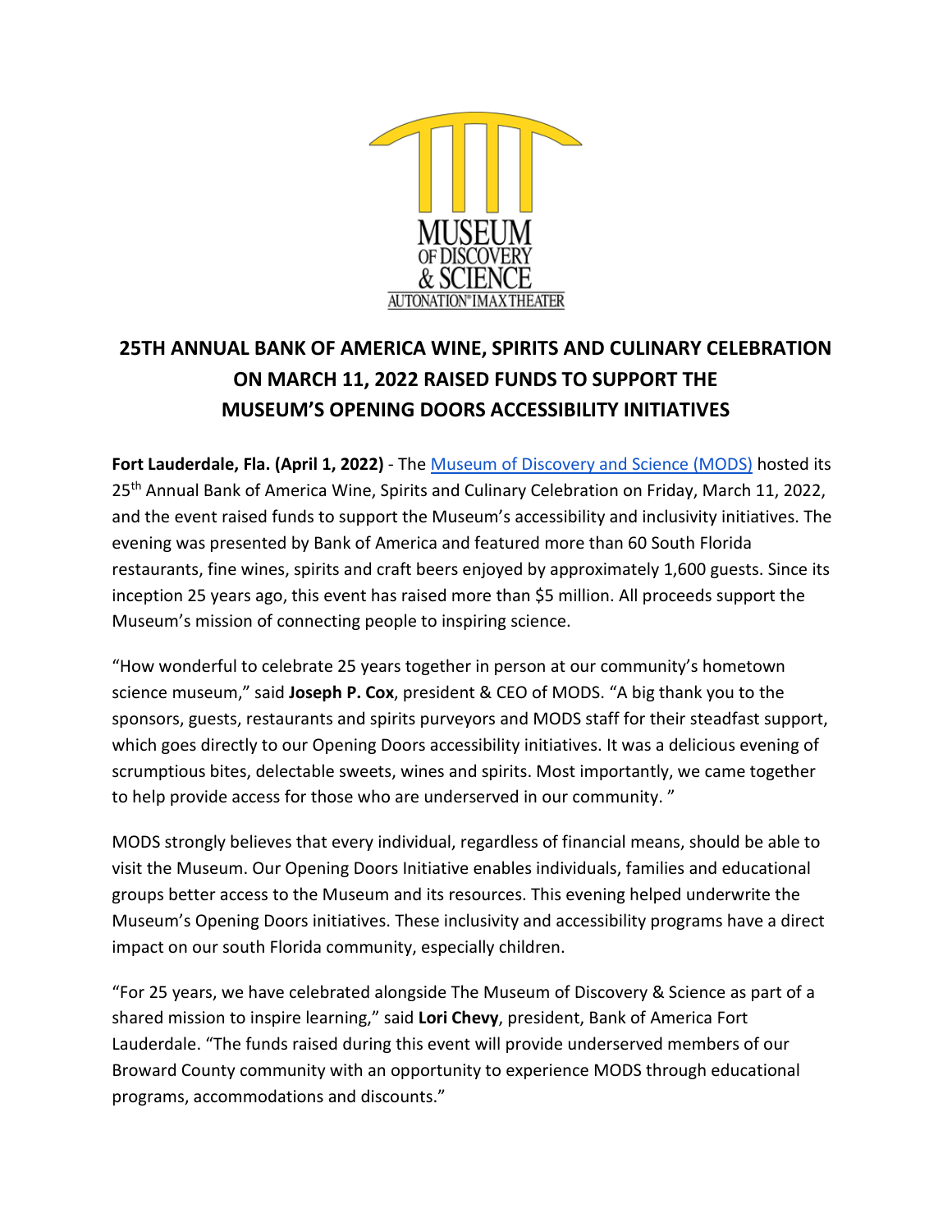MUSEUM OF DISCOVERY & SCIENCE
AUTONATION® IMAX THEATER

# 25TH ANNUAL BANK OF AMERICA WINE, SPIRITS AND CULINARY CELEBRATION ON MARCH 11, 2022 RAISED FUNDS TO SUPPORT THE MUSEUM'S OPENING DOORS ACCESSIBILITY INITIATIVES

**Fort Lauderdale, Fla. (April 1, 2022)** - The [Museum of Discovery and Science (MODS)] hosted its 25th Annual Bank of America Wine, Spirits and Culinary Celebration on Friday, March 11, 2022, and the event raised funds to support the Museum's accessibility and inclusivity initiatives. The evening was presented by Bank of America and featured more than 60 South Florida restaurants, fine wines, spirits and craft beers enjoyed by approximately 1,600 guests. Since its inception 25 years ago, this event has raised more than $5 million. All proceeds support the Museum's mission of connecting people to inspiring science.

"How wonderful to celebrate 25 years together in person at our community's hometown science museum," said **Joseph P. Cox**, president & CEO of MODS. "A big thank you to the sponsors, guests, restaurants and spirits purveyors and MODS staff for their steadfast support, which goes directly to our Opening Doors accessibility initiatives. It was a delicious evening of scrumptious bites, delectable sweets, wines and spirits. Most importantly, we came together to help provide access for those who are underserved in our community. "

MODS strongly believes that every individual, regardless of financial means, should be able to visit the Museum. Our Opening Doors Initiative enables individuals, families and educational groups better access to the Museum and its resources. This evening helped underwrite the Museum's Opening Doors initiatives. These inclusivity and accessibility programs have a direct impact on our south Florida community, especially children.

"For 25 years, we have celebrated alongside The Museum of Discovery & Science as part of a shared mission to inspire learning," said **Lori Chevy**, president, Bank of America Fort Lauderdale. "The funds raised during this event will provide underserved members of our Broward County community with an opportunity to experience MODS through educational programs, accommodations and discounts."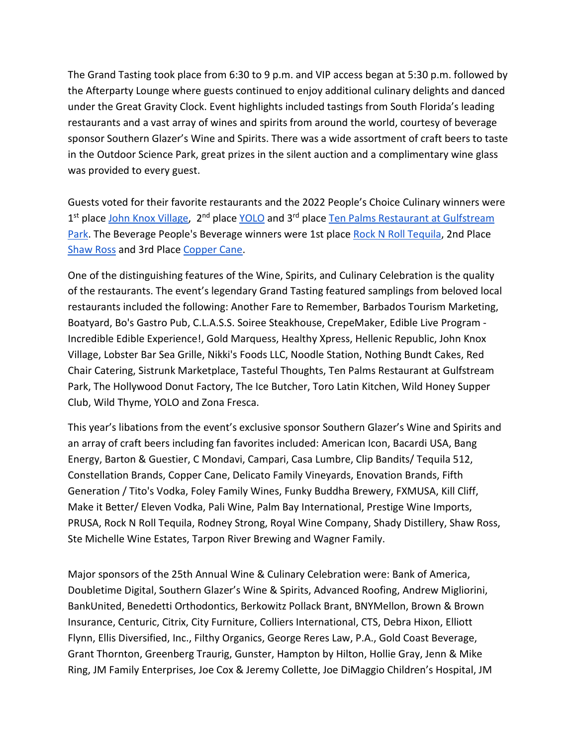The Grand Tasting took place from 6:30 to 9 p.m. and VIP access began at 5:30 p.m. followed by the Afterparty Lounge where guests continued to enjoy additional culinary delights and danced under the Great Gravity Clock. Event highlights included tastings from South Florida's leading restaurants and a vast array of wines and spirits from around the world, courtesy of beverage sponsor Southern Glazer's Wine and Spirits. There was a wide assortment of craft beers to taste in the Outdoor Science Park, great prizes in the silent auction and a complimentary wine glass was provided to every guest.

Guests voted for their favorite restaurants and the 2022 People's Choice Culinary winners were 1st place John Knox Village, 2nd place YOLO and 3rd place Ten Palms Restaurant at Gulfstream Park. The Beverage People's Beverage winners were 1st place Rock N Roll Tequila, 2nd Place Shaw Ross and 3rd Place Copper Cane.

One of the distinguishing features of the Wine, Spirits, and Culinary Celebration is the quality of the restaurants. The event's legendary Grand Tasting featured samplings from beloved local restaurants included the following: Another Fare to Remember, Barbados Tourism Marketing, Boatyard, Bo's Gastro Pub, C.L.A.S.S. Soiree Steakhouse, CrepeMaker, Edible Live Program - Incredible Edible Experience!, Gold Marquess, Healthy Xpress, Hellenic Republic, John Knox Village, Lobster Bar Sea Grille, Nikki's Foods LLC, Noodle Station, Nothing Bundt Cakes, Red Chair Catering, Sistrunk Marketplace, Tasteful Thoughts, Ten Palms Restaurant at Gulfstream Park, The Hollywood Donut Factory, The Ice Butcher, Toro Latin Kitchen, Wild Honey Supper Club, Wild Thyme, YOLO and Zona Fresca.

This year's libations from the event's exclusive sponsor Southern Glazer's Wine and Spirits and an array of craft beers including fan favorites included: American Icon, Bacardi USA, Bang Energy, Barton & Guestier, C Mondavi, Campari, Casa Lumbre, Clip Bandits/ Tequila 512, Constellation Brands, Copper Cane, Delicato Family Vineyards, Enovation Brands, Fifth Generation / Tito's Vodka, Foley Family Wines, Funky Buddha Brewery, FXMUSA, Kill Cliff, Make it Better/ Eleven Vodka, Pali Wine, Palm Bay International, Prestige Wine Imports, PRUSA, Rock N Roll Tequila, Rodney Strong, Royal Wine Company, Shady Distillery, Shaw Ross, Ste Michelle Wine Estates, Tarpon River Brewing and Wagner Family.

Major sponsors of the 25th Annual Wine & Culinary Celebration were: Bank of America, Doubletime Digital, Southern Glazer's Wine & Spirits, Advanced Roofing, Andrew Migliorini, BankUnited, Benedetti Orthodontics, Berkowitz Pollack Brant, BNYMellon, Brown & Brown Insurance, Centuric, Citrix, City Furniture, Colliers International, CTS, Debra Hixon, Elliott Flynn, Ellis Diversified, Inc., Filthy Organics, George Reres Law, P.A., Gold Coast Beverage, Grant Thornton, Greenberg Traurig, Gunster, Hampton by Hilton, Hollie Gray, Jenn & Mike Ring, JM Family Enterprises, Joe Cox & Jeremy Collette, Joe DiMaggio Children's Hospital, JM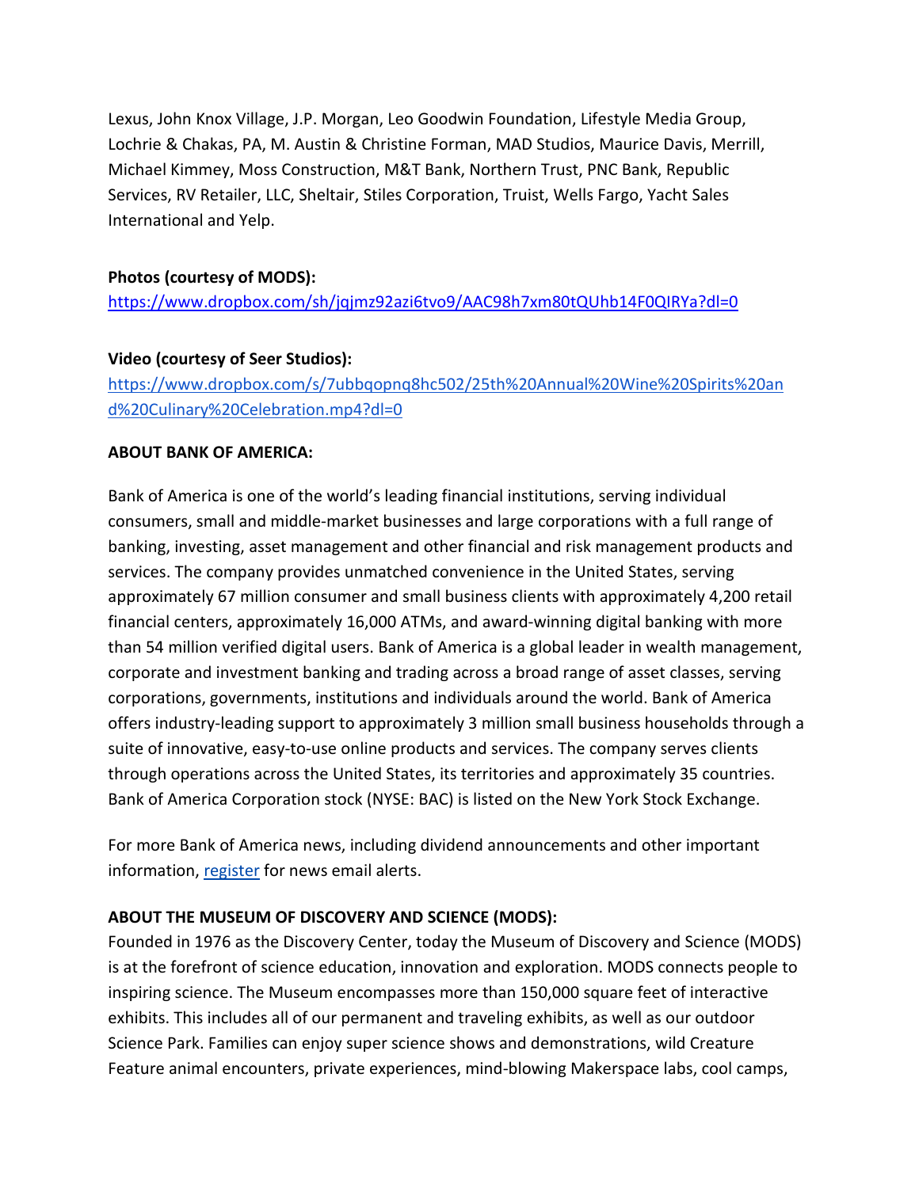Lexus, John Knox Village, J.P. Morgan, Leo Goodwin Foundation, Lifestyle Media Group, Lochrie & Chakas, PA, M. Austin & Christine Forman, MAD Studios, Maurice Davis, Merrill, Michael Kimmey, Moss Construction, M&T Bank, Northern Trust, PNC Bank, Republic Services, RV Retailer, LLC, Sheltair, Stiles Corporation, Truist, Wells Fargo, Yacht Sales International and Yelp.

**Photos (courtesy of MODS):**
https://www.dropbox.com/sh/jqjmz92azi6tvo9/AAC98h7xm80tQUhb14F0QIRYa?dl=0

**Video (courtesy of Seer Studios):**
https://www.dropbox.com/s/7ubbqopnq8hc502/25th%20Annual%20Wine%20Spirits%20and%20Culinary%20Celebration.mp4?dl=0

**ABOUT BANK OF AMERICA:**

Bank of America is one of the world's leading financial institutions, serving individual consumers, small and middle-market businesses and large corporations with a full range of banking, investing, asset management and other financial and risk management products and services. The company provides unmatched convenience in the United States, serving approximately 67 million consumer and small business clients with approximately 4,200 retail financial centers, approximately 16,000 ATMs, and award-winning digital banking with more than 54 million verified digital users. Bank of America is a global leader in wealth management, corporate and investment banking and trading across a broad range of asset classes, serving corporations, governments, institutions and individuals around the world. Bank of America offers industry-leading support to approximately 3 million small business households through a suite of innovative, easy-to-use online products and services. The company serves clients through operations across the United States, its territories and approximately 35 countries. Bank of America Corporation stock (NYSE: BAC) is listed on the New York Stock Exchange.

For more Bank of America news, including dividend announcements and other important information, register for news email alerts.

**ABOUT THE MUSEUM OF DISCOVERY AND SCIENCE (MODS):**
Founded in 1976 as the Discovery Center, today the Museum of Discovery and Science (MODS) is at the forefront of science education, innovation and exploration. MODS connects people to inspiring science. The Museum encompasses more than 150,000 square feet of interactive exhibits. This includes all of our permanent and traveling exhibits, as well as our outdoor Science Park. Families can enjoy super science shows and demonstrations, wild Creature Feature animal encounters, private experiences, mind-blowing Makerspace labs, cool camps,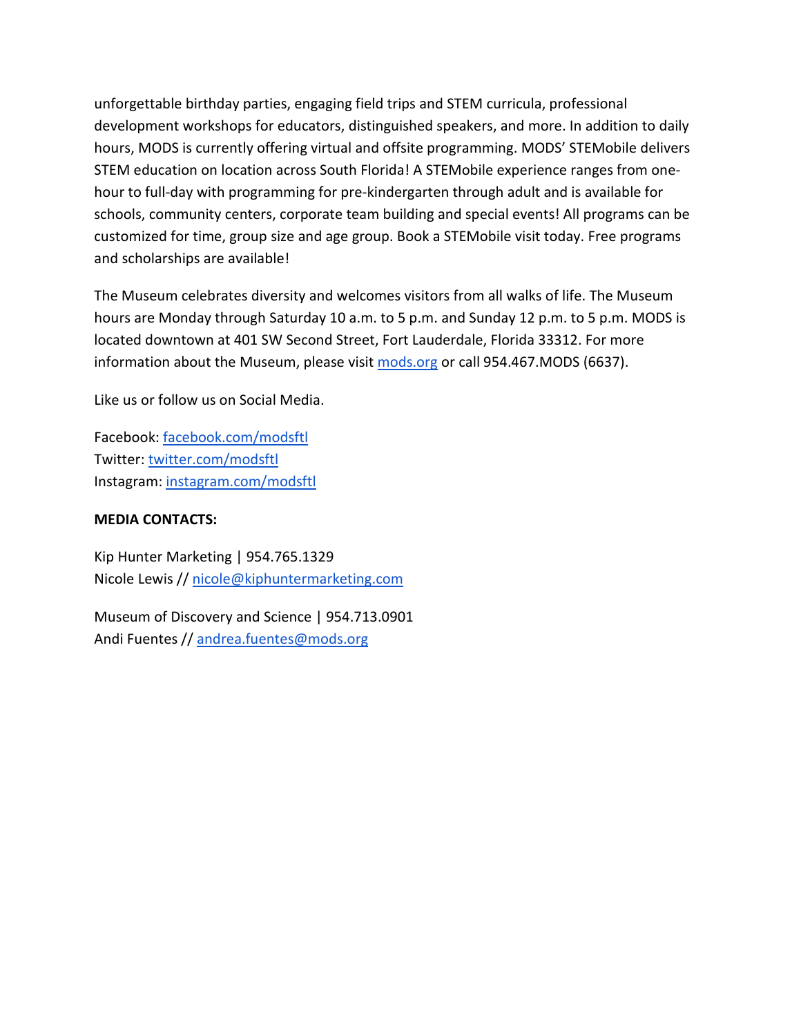unforgettable birthday parties, engaging field trips and STEM curricula, professional development workshops for educators, distinguished speakers, and more. In addition to daily hours, MODS is currently offering virtual and offsite programming. MODS' STEMobile delivers STEM education on location across South Florida! A STEMobile experience ranges from one-hour to full-day with programming for pre-kindergarten through adult and is available for schools, community centers, corporate team building and special events! All programs can be customized for time, group size and age group. Book a STEMobile visit today. Free programs and scholarships are available!

The Museum celebrates diversity and welcomes visitors from all walks of life. The Museum hours are Monday through Saturday 10 a.m. to 5 p.m. and Sunday 12 p.m. to 5 p.m. MODS is located downtown at 401 SW Second Street, Fort Lauderdale, Florida 33312. For more information about the Museum, please visit [mods.org](mods.org) or call 954.467.MODS (6637).

Like us or follow us on Social Media.

Facebook: [facebook.com/modsftl](facebook.com/modsftl)
Twitter: [twitter.com/modsftl](twitter.com/modsftl)
Instagram: [instagram.com/modsftl](instagram.com/modsftl)

**MEDIA CONTACTS:**

Kip Hunter Marketing | 954.765.1329
Nicole Lewis // [nicole@kiphuntermarketing.com](mailto:nicole@kiphuntermarketing.com)

Museum of Discovery and Science | 954.713.0901
Andi Fuentes // [andrea.fuentes@mods.org](mailto:andrea.fuentes@mods.org)